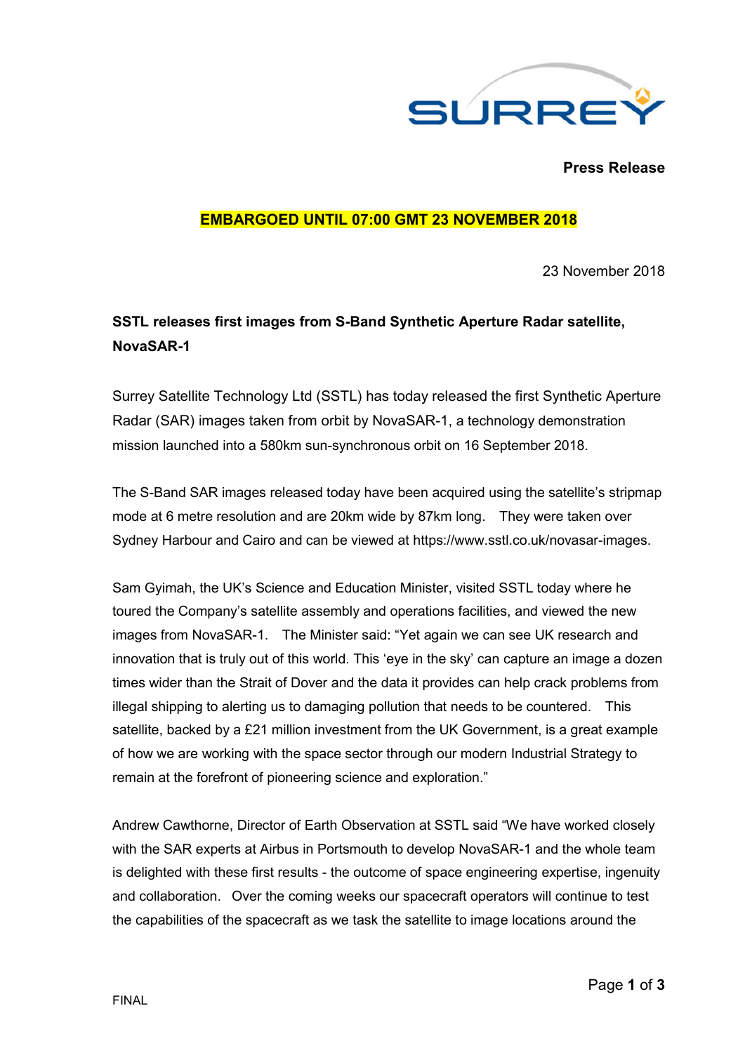**Press Release**

**EMBARGOED UNTIL 07:00 GMT 23 NOVEMBER 2018**

23 November 2018

**SSTL releases first images from S-Band Synthetic Aperture Radar satellite, NovaSAR-1**

Surrey Satellite Technology Ltd (SSTL) has today released the first Synthetic Aperture Radar (SAR) images taken from orbit by NovaSAR-1, a technology demonstration mission launched into a 580km sun-synchronous orbit on 16 September 2018.

The S-Band SAR images released today have been acquired using the satellite's stripmap mode at 6 metre resolution and are 20km wide by 87km long. They were taken over Sydney Harbour and Cairo and can be viewed at https://www.sstl.co.uk/novasar-images.

Sam Gyimah, the UK's Science and Education Minister, visited SSTL today where he toured the Company's satellite assembly and operations facilities, and viewed the new images from NovaSAR-1. The Minister said: "Yet again we can see UK research and innovation that is truly out of this world. This 'eye in the sky' can capture an image a dozen times wider than the Strait of Dover and the data it provides can help crack problems from illegal shipping to alerting us to damaging pollution that needs to be countered. This satellite, backed by a £21 million investment from the UK Government, is a great example of how we are working with the space sector through our modern Industrial Strategy to remain at the forefront of pioneering science and exploration."

Andrew Cawthorne, Director of Earth Observation at SSTL said "We have worked closely with the SAR experts at Airbus in Portsmouth to develop NovaSAR-1 and the whole team is delighted with these first results - the outcome of space engineering expertise, ingenuity and collaboration. Over the coming weeks our spacecraft operators will continue to test the capabilities of the spacecraft as we task the satellite to image locations around the

FINAL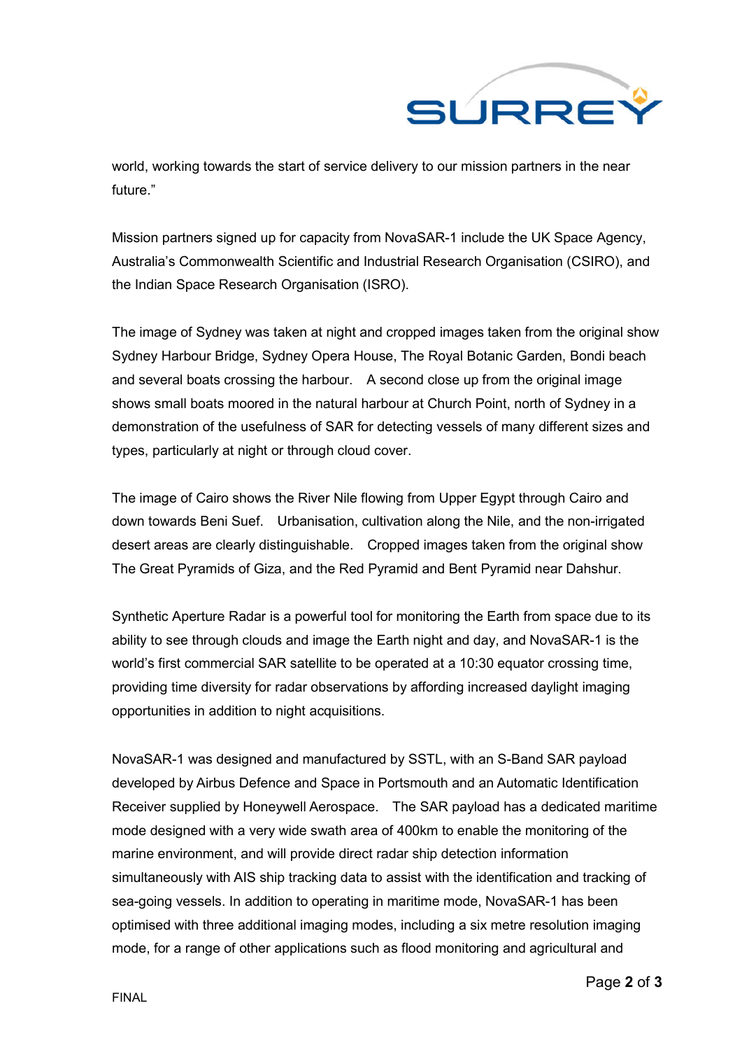world, working towards the start of service delivery to our mission partners in the near future."

Mission partners signed up for capacity from NovaSAR-1 include the UK Space Agency, Australia's Commonwealth Scientific and Industrial Research Organisation (CSIRO), and the Indian Space Research Organisation (ISRO).

The image of Sydney was taken at night and cropped images taken from the original show Sydney Harbour Bridge, Sydney Opera House, The Royal Botanic Garden, Bondi beach and several boats crossing the harbour. A second close up from the original image shows small boats moored in the natural harbour at Church Point, north of Sydney in a demonstration of the usefulness of SAR for detecting vessels of many different sizes and types, particularly at night or through cloud cover.

The image of Cairo shows the River Nile flowing from Upper Egypt through Cairo and down towards Beni Suef. Urbanisation, cultivation along the Nile, and the non-irrigated desert areas are clearly distinguishable. Cropped images taken from the original show The Great Pyramids of Giza, and the Red Pyramid and Bent Pyramid near Dahshur.

Synthetic Aperture Radar is a powerful tool for monitoring the Earth from space due to its ability to see through clouds and image the Earth night and day, and NovaSAR-1 is the world's first commercial SAR satellite to be operated at a 10:30 equator crossing time, providing time diversity for radar observations by affording increased daylight imaging opportunities in addition to night acquisitions.

NovaSAR-1 was designed and manufactured by SSTL, with an S-Band SAR payload developed by Airbus Defence and Space in Portsmouth and an Automatic Identification Receiver supplied by Honeywell Aerospace. The SAR payload has a dedicated maritime mode designed with a very wide swath area of 400km to enable the monitoring of the marine environment, and will provide direct radar ship detection information simultaneously with AIS ship tracking data to assist with the identification and tracking of sea-going vessels. In addition to operating in maritime mode, NovaSAR-1 has been optimised with three additional imaging modes, including a six metre resolution imaging mode, for a range of other applications such as flood monitoring and agricultural and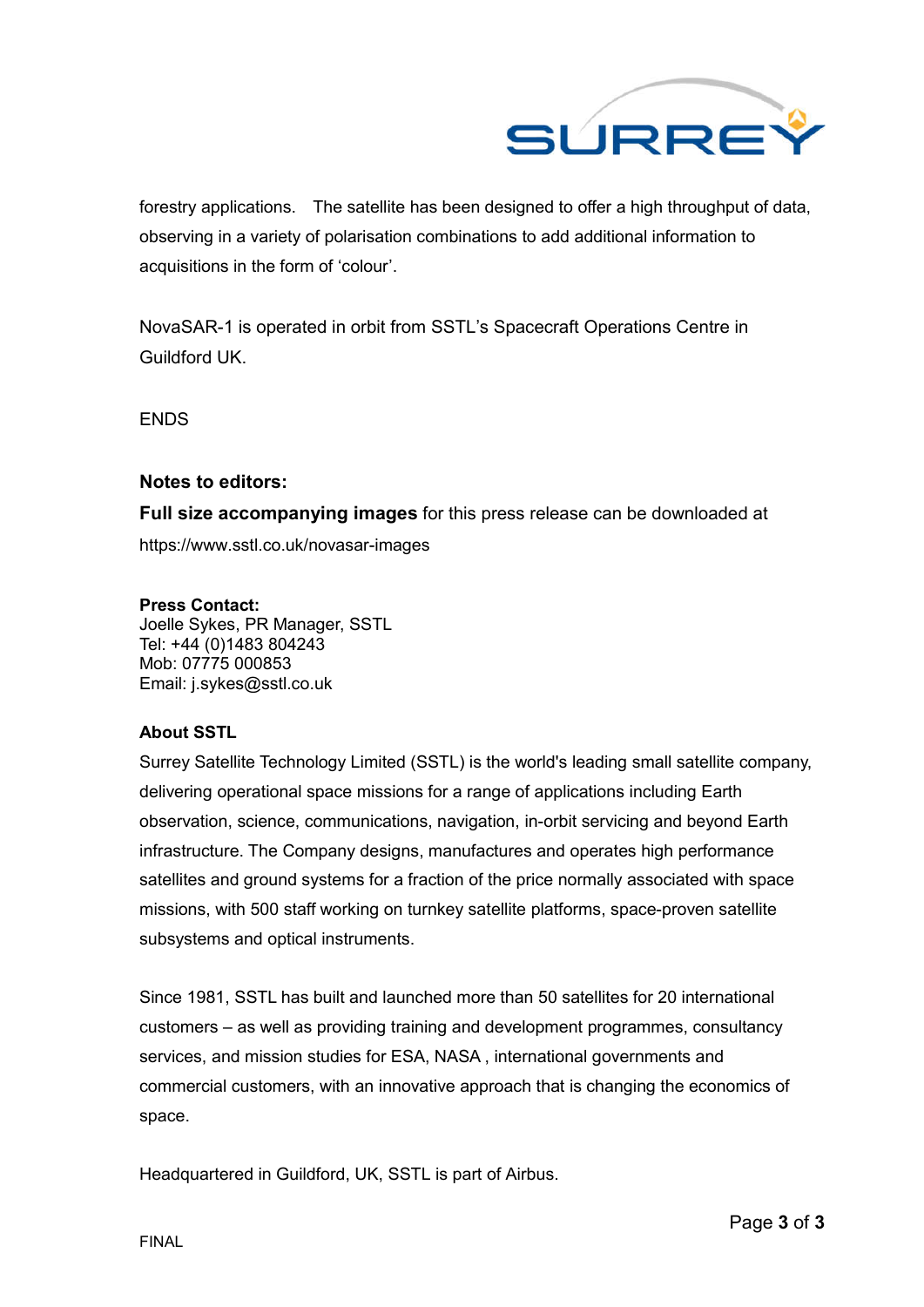forestry applications. The satellite has been designed to offer a high throughput of data, observing in a variety of polarisation combinations to add additional information to acquisitions in the form of 'colour'.

NovaSAR-1 is operated in orbit from SSTL's Spacecraft Operations Centre in Guildford UK.

ENDS

**Notes to editors:**

**Full size accompanying images** for this press release can be downloaded at https://www.sstl.co.uk/novasar-images

**Press Contact:**
Joelle Sykes, PR Manager, SSTL
Tel: +44 (0)1483 804243
Mob: 07775 000853
Email: j.sykes@sstl.co.uk

**About SSTL**

Surrey Satellite Technology Limited (SSTL) is the world's leading small satellite company, delivering operational space missions for a range of applications including Earth observation, science, communications, navigation, in-orbit servicing and beyond Earth infrastructure. The Company designs, manufactures and operates high performance satellites and ground systems for a fraction of the price normally associated with space missions, with 500 staff working on turnkey satellite platforms, space-proven satellite subsystems and optical instruments.

Since 1981, SSTL has built and launched more than 50 satellites for 20 international customers – as well as providing training and development programmes, consultancy services, and mission studies for ESA, NASA , international governments and commercial customers, with an innovative approach that is changing the economics of space.

Headquartered in Guildford, UK, SSTL is part of Airbus.

FINAL